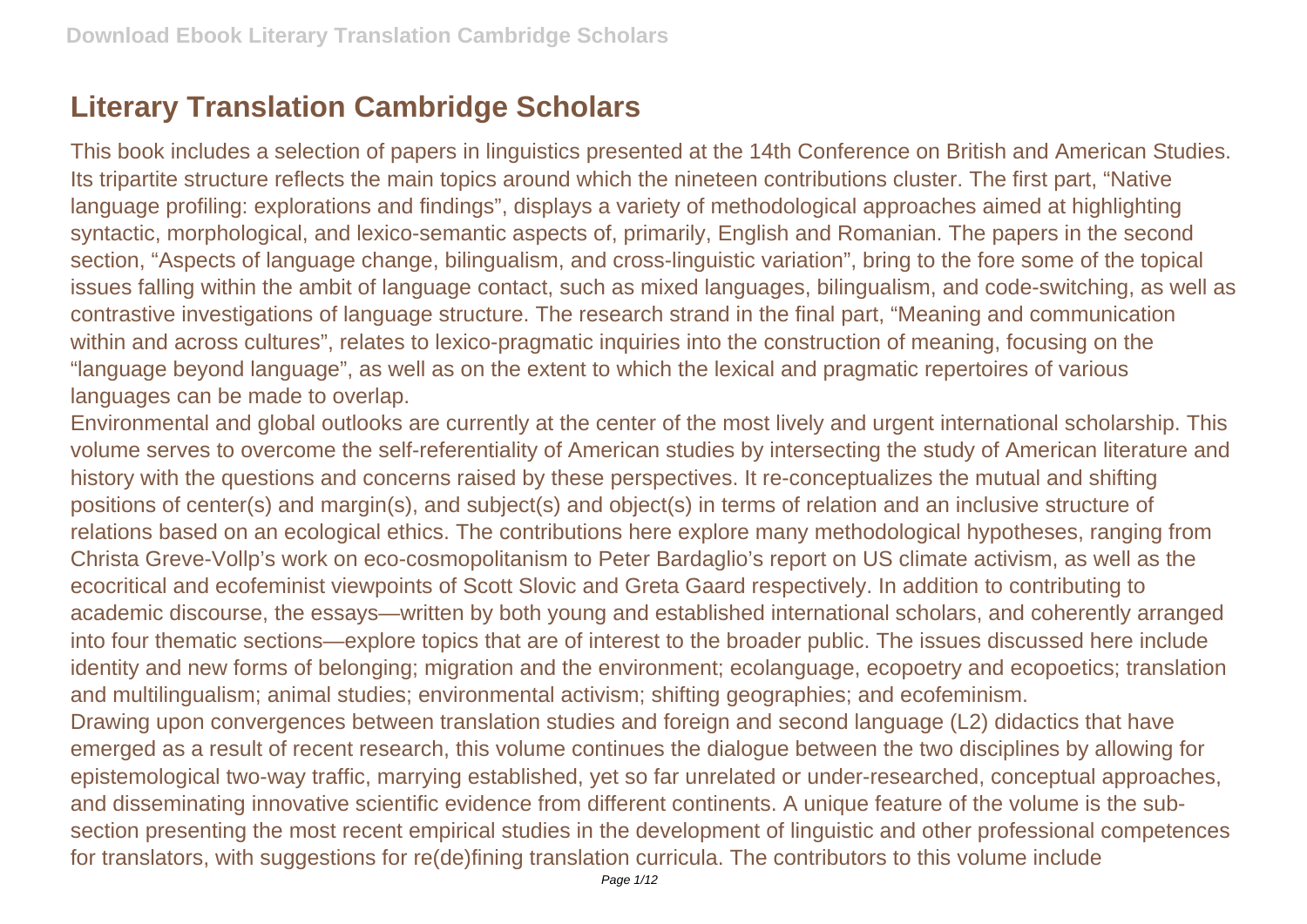# Literary Translation Cambridge Scholars

This book includes a selection of papers in linguistics presented at the 14th Conference on British and American Studies. Its tripartite structure reflects the main topics around which the nineteen contributions cluster. The first part, "Native language profiling: explorations and findings", displays a variety of methodological approaches aimed at highlighting syntactic, morphological, and lexico-semantic aspects of, primarily, English and Romanian. The papers in the second section, "Aspects of language change, bilingualism, and cross-linguistic variation", bring to the fore some of the topical issues falling within the ambit of language contact, such as mixed languages, bilingualism, and code-switching, as well as contrastive investigations of language structure. The research strand in the final part, "Meaning and communication within and across cultures", relates to lexico-pragmatic inquiries into the construction of meaning, focusing on the "language beyond language", as well as on the extent to which the lexical and pragmatic repertoires of various languages can be made to overlap.

Environmental and global outlooks are currently at the center of the most lively and urgent international scholarship. This volume serves to overcome the self-referentiality of American studies by intersecting the study of American literature and history with the questions and concerns raised by these perspectives. It re-conceptualizes the mutual and shifting positions of center(s) and margin(s), and subject(s) and object(s) in terms of relation and an inclusive structure of relations based on an ecological ethics. The contributions here explore many methodological hypotheses, ranging from Christa Greve-Vollp's work on eco-cosmopolitanism to Peter Bardaglio's report on US climate activism, as well as the ecocritical and ecofeminist viewpoints of Scott Slovic and Greta Gaard respectively. In addition to contributing to academic discourse, the essays—written by both young and established international scholars, and coherently arranged into four thematic sections—explore topics that are of interest to the broader public. The issues discussed here include identity and new forms of belonging; migration and the environment; ecolanguage, ecopoetry and ecopoetics; translation and multilingualism; animal studies; environmental activism; shifting geographies; and ecofeminism.

Drawing upon convergences between translation studies and foreign and second language (L2) didactics that have emerged as a result of recent research, this volume continues the dialogue between the two disciplines by allowing for epistemological two-way traffic, marrying established, yet so far unrelated or under-researched, conceptual approaches, and disseminating innovative scientific evidence from different continents. A unique feature of the volume is the sub-section presenting the most recent empirical studies in the development of linguistic and other professional competences for translators, with suggestions for re(de)fining translation curricula. The contributors to this volume include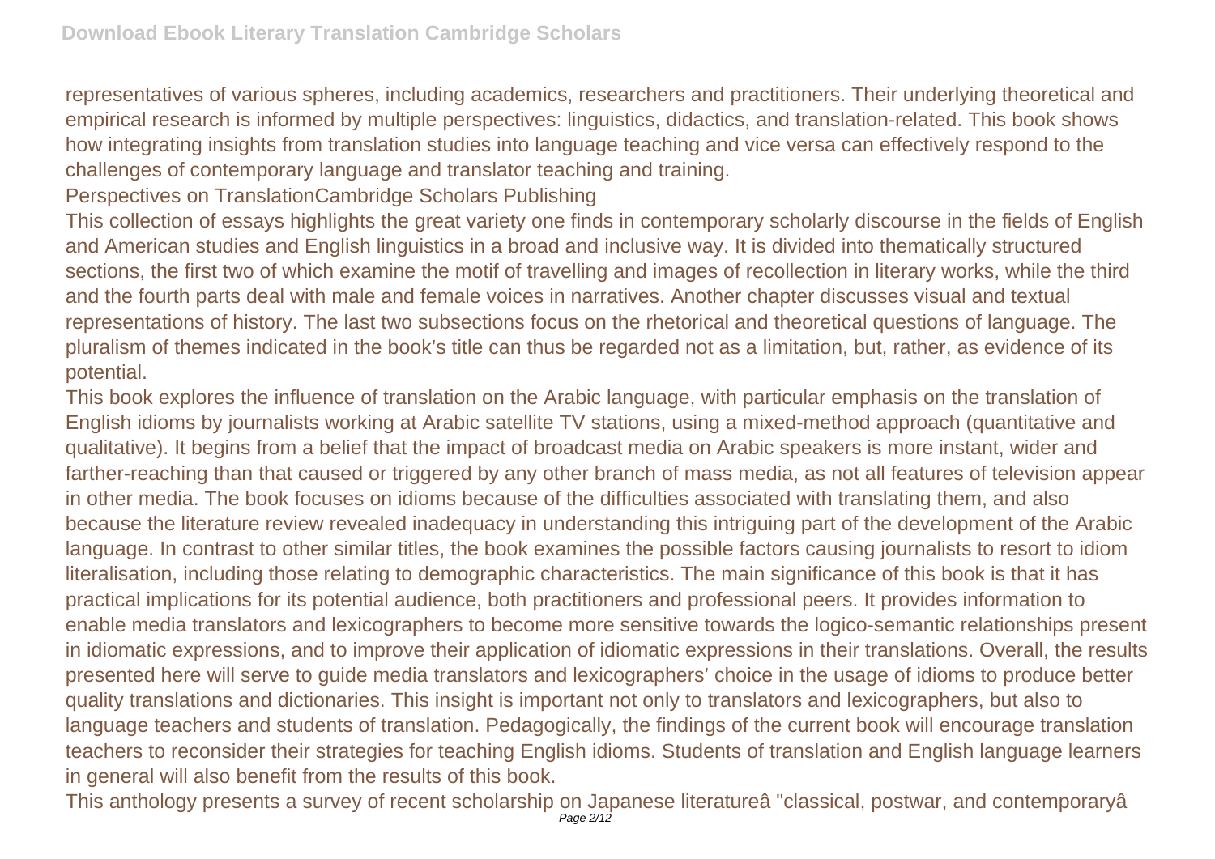representatives of various spheres, including academics, researchers and practitioners. Their underlying theoretical and empirical research is informed by multiple perspectives: linguistics, didactics, and translation-related. This book shows how integrating insights from translation studies into language teaching and vice versa can effectively respond to the challenges of contemporary language and translator teaching and training.

Perspectives on TranslationCambridge Scholars Publishing

This collection of essays highlights the great variety one finds in contemporary scholarly discourse in the fields of English and American studies and English linguistics in a broad and inclusive way. It is divided into thematically structured sections, the first two of which examine the motif of travelling and images of recollection in literary works, while the third and the fourth parts deal with male and female voices in narratives. Another chapter discusses visual and textual representations of history. The last two subsections focus on the rhetorical and theoretical questions of language. The pluralism of themes indicated in the book's title can thus be regarded not as a limitation, but, rather, as evidence of its potential.

This book explores the influence of translation on the Arabic language, with particular emphasis on the translation of English idioms by journalists working at Arabic satellite TV stations, using a mixed-method approach (quantitative and qualitative). It begins from a belief that the impact of broadcast media on Arabic speakers is more instant, wider and farther-reaching than that caused or triggered by any other branch of mass media, as not all features of television appear in other media. The book focuses on idioms because of the difficulties associated with translating them, and also because the literature review revealed inadequacy in understanding this intriguing part of the development of the Arabic language. In contrast to other similar titles, the book examines the possible factors causing journalists to resort to idiom literalisation, including those relating to demographic characteristics. The main significance of this book is that it has practical implications for its potential audience, both practitioners and professional peers. It provides information to enable media translators and lexicographers to become more sensitive towards the logico-semantic relationships present in idiomatic expressions, and to improve their application of idiomatic expressions in their translations. Overall, the results presented here will serve to guide media translators and lexicographers' choice in the usage of idioms to produce better quality translations and dictionaries. This insight is important not only to translators and lexicographers, but also to language teachers and students of translation. Pedagogically, the findings of the current book will encourage translation teachers to reconsider their strategies for teaching English idioms. Students of translation and English language learners in general will also benefit from the results of this book.

This anthology presents a survey of recent scholarship on Japanese literatureâ "classical, postwar, and contemporaryâ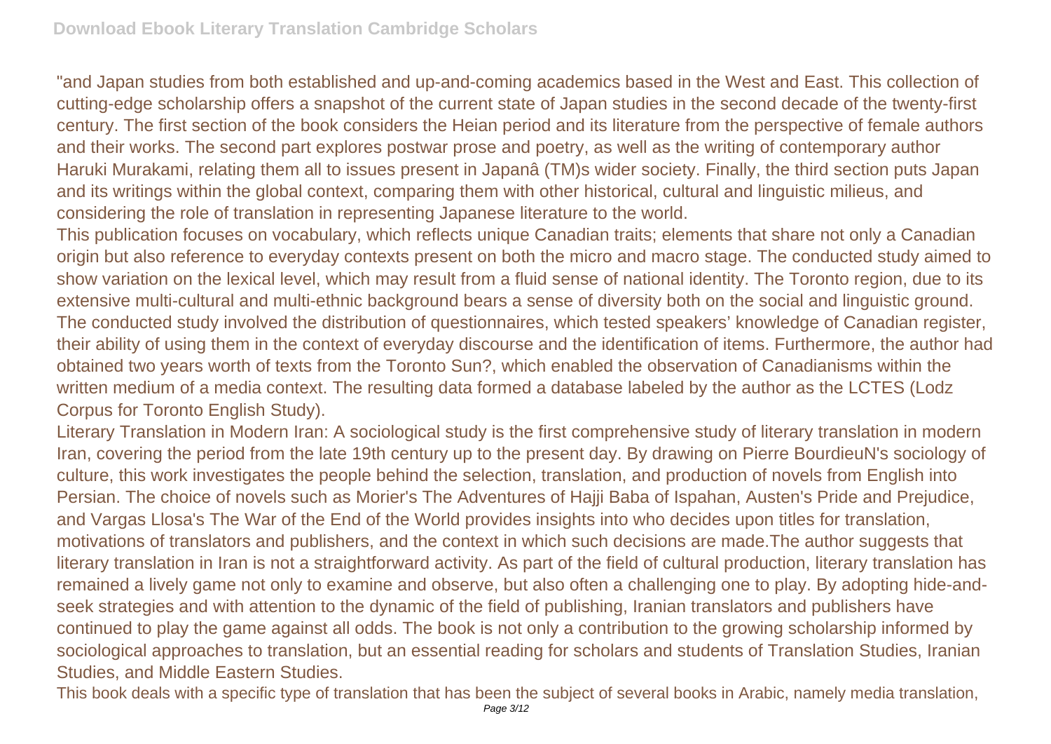"and Japan studies from both established and up-and-coming academics based in the West and East. This collection of cutting-edge scholarship offers a snapshot of the current state of Japan studies in the second decade of the twenty-first century. The first section of the book considers the Heian period and its literature from the perspective of female authors and their works. The second part explores postwar prose and poetry, as well as the writing of contemporary author Haruki Murakami, relating them all to issues present in Japanâ (TM)s wider society. Finally, the third section puts Japan and its writings within the global context, comparing them with other historical, cultural and linguistic milieus, and considering the role of translation in representing Japanese literature to the world.

This publication focuses on vocabulary, which reflects unique Canadian traits; elements that share not only a Canadian origin but also reference to everyday contexts present on both the micro and macro stage. The conducted study aimed to show variation on the lexical level, which may result from a fluid sense of national identity. The Toronto region, due to its extensive multi-cultural and multi-ethnic background bears a sense of diversity both on the social and linguistic ground. The conducted study involved the distribution of questionnaires, which tested speakers' knowledge of Canadian register, their ability of using them in the context of everyday discourse and the identification of items. Furthermore, the author had obtained two years worth of texts from the Toronto Sun?, which enabled the observation of Canadianisms within the written medium of a media context. The resulting data formed a database labeled by the author as the LCTES (Lodz Corpus for Toronto English Study).

Literary Translation in Modern Iran: A sociological study is the first comprehensive study of literary translation in modern Iran, covering the period from the late 19th century up to the present day. By drawing on Pierre BourdieuN's sociology of culture, this work investigates the people behind the selection, translation, and production of novels from English into Persian. The choice of novels such as Morier's The Adventures of Hajji Baba of Ispahan, Austen's Pride and Prejudice, and Vargas Llosa's The War of the End of the World provides insights into who decides upon titles for translation, motivations of translators and publishers, and the context in which such decisions are made.The author suggests that literary translation in Iran is not a straightforward activity. As part of the field of cultural production, literary translation has remained a lively game not only to examine and observe, but also often a challenging one to play. By adopting hide-and-seek strategies and with attention to the dynamic of the field of publishing, Iranian translators and publishers have continued to play the game against all odds. The book is not only a contribution to the growing scholarship informed by sociological approaches to translation, but an essential reading for scholars and students of Translation Studies, Iranian Studies, and Middle Eastern Studies.

This book deals with a specific type of translation that has been the subject of several books in Arabic, namely media translation,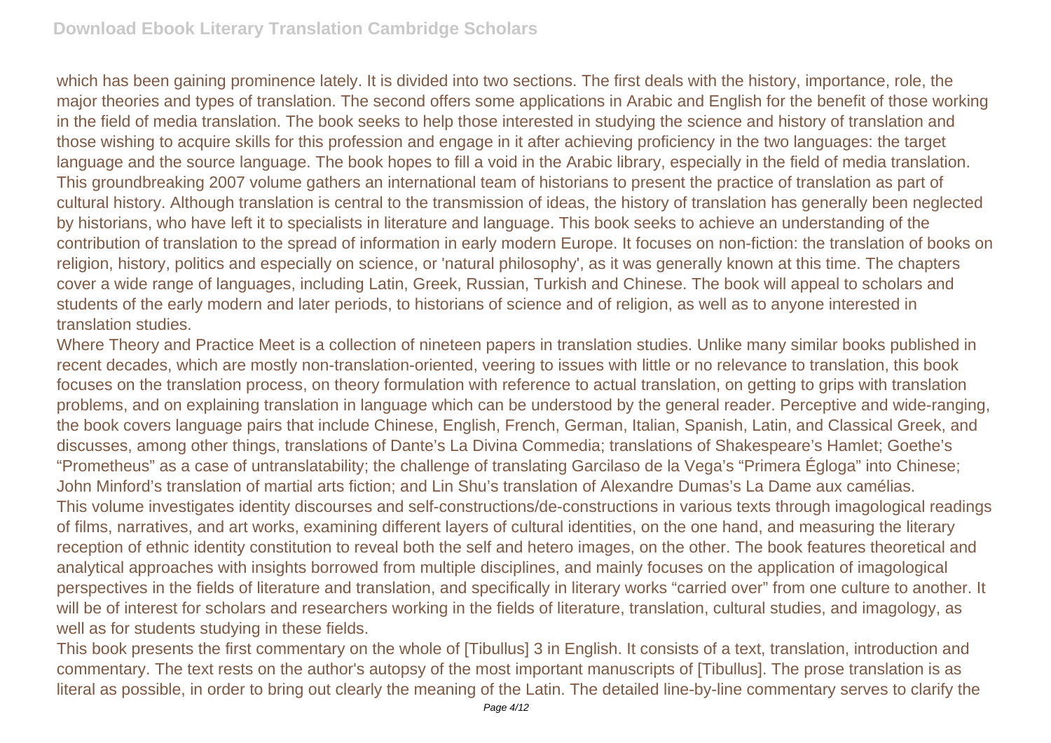which has been gaining prominence lately. It is divided into two sections. The first deals with the history, importance, role, the major theories and types of translation. The second offers some applications in Arabic and English for the benefit of those working in the field of media translation. The book seeks to help those interested in studying the science and history of translation and those wishing to acquire skills for this profession and engage in it after achieving proficiency in the two languages: the target language and the source language. The book hopes to fill a void in the Arabic library, especially in the field of media translation.
This groundbreaking 2007 volume gathers an international team of historians to present the practice of translation as part of cultural history. Although translation is central to the transmission of ideas, the history of translation has generally been neglected by historians, who have left it to specialists in literature and language. This book seeks to achieve an understanding of the contribution of translation to the spread of information in early modern Europe. It focuses on non-fiction: the translation of books on religion, history, politics and especially on science, or 'natural philosophy', as it was generally known at this time. The chapters cover a wide range of languages, including Latin, Greek, Russian, Turkish and Chinese. The book will appeal to scholars and students of the early modern and later periods, to historians of science and of religion, as well as to anyone interested in translation studies.

Where Theory and Practice Meet is a collection of nineteen papers in translation studies. Unlike many similar books published in recent decades, which are mostly non-translation-oriented, veering to issues with little or no relevance to translation, this book focuses on the translation process, on theory formulation with reference to actual translation, on getting to grips with translation problems, and on explaining translation in language which can be understood by the general reader. Perceptive and wide-ranging, the book covers language pairs that include Chinese, English, French, German, Italian, Spanish, Latin, and Classical Greek, and discusses, among other things, translations of Dante's La Divina Commedia; translations of Shakespeare's Hamlet; Goethe's "Prometheus" as a case of untranslatability; the challenge of translating Garcilaso de la Vega's "Primera Égloga" into Chinese; John Minford's translation of martial arts fiction; and Lin Shu's translation of Alexandre Dumas's La Dame aux camélias.
This volume investigates identity discourses and self-constructions/de-constructions in various texts through imagological readings of films, narratives, and art works, examining different layers of cultural identities, on the one hand, and measuring the literary reception of ethnic identity constitution to reveal both the self and hetero images, on the other. The book features theoretical and analytical approaches with insights borrowed from multiple disciplines, and mainly focuses on the application of imagological perspectives in the fields of literature and translation, and specifically in literary works "carried over" from one culture to another. It will be of interest for scholars and researchers working in the fields of literature, translation, cultural studies, and imagology, as well as for students studying in these fields.

This book presents the first commentary on the whole of [Tibullus] 3 in English. It consists of a text, translation, introduction and commentary. The text rests on the author's autopsy of the most important manuscripts of [Tibullus]. The prose translation is as literal as possible, in order to bring out clearly the meaning of the Latin. The detailed line-by-line commentary serves to clarify the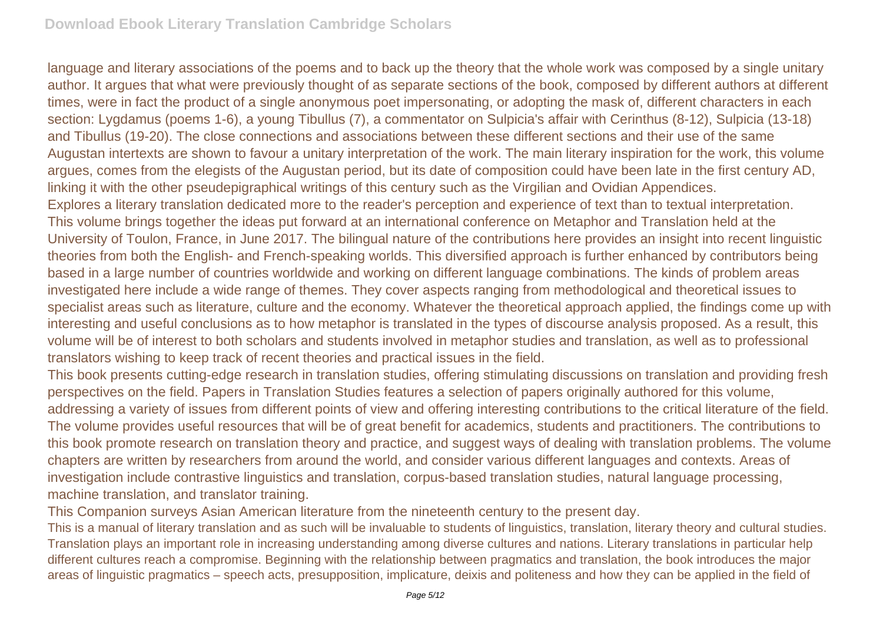language and literary associations of the poems and to back up the theory that the whole work was composed by a single unitary author. It argues that what were previously thought of as separate sections of the book, composed by different authors at different times, were in fact the product of a single anonymous poet impersonating, or adopting the mask of, different characters in each section: Lygdamus (poems 1-6), a young Tibullus (7), a commentator on Sulpicia's affair with Cerinthus (8-12), Sulpicia (13-18) and Tibullus (19-20). The close connections and associations between these different sections and their use of the same Augustan intertexts are shown to favour a unitary interpretation of the work. The main literary inspiration for the work, this volume argues, comes from the elegists of the Augustan period, but its date of composition could have been late in the first century AD, linking it with the other pseudepigraphical writings of this century such as the Virgilian and Ovidian Appendices.

Explores a literary translation dedicated more to the reader's perception and experience of text than to textual interpretation.

This volume brings together the ideas put forward at an international conference on Metaphor and Translation held at the University of Toulon, France, in June 2017. The bilingual nature of the contributions here provides an insight into recent linguistic theories from both the English- and French-speaking worlds. This diversified approach is further enhanced by contributors being based in a large number of countries worldwide and working on different language combinations. The kinds of problem areas investigated here include a wide range of themes. They cover aspects ranging from methodological and theoretical issues to specialist areas such as literature, culture and the economy. Whatever the theoretical approach applied, the findings come up with interesting and useful conclusions as to how metaphor is translated in the types of discourse analysis proposed. As a result, this volume will be of interest to both scholars and students involved in metaphor studies and translation, as well as to professional translators wishing to keep track of recent theories and practical issues in the field.

This book presents cutting-edge research in translation studies, offering stimulating discussions on translation and providing fresh perspectives on the field. Papers in Translation Studies features a selection of papers originally authored for this volume, addressing a variety of issues from different points of view and offering interesting contributions to the critical literature of the field. The volume provides useful resources that will be of great benefit for academics, students and practitioners. The contributions to this book promote research on translation theory and practice, and suggest ways of dealing with translation problems. The volume chapters are written by researchers from around the world, and consider various different languages and contexts. Areas of investigation include contrastive linguistics and translation, corpus-based translation studies, natural language processing, machine translation, and translator training.

This Companion surveys Asian American literature from the nineteenth century to the present day.

This is a manual of literary translation and as such will be invaluable to students of linguistics, translation, literary theory and cultural studies. Translation plays an important role in increasing understanding among diverse cultures and nations. Literary translations in particular help different cultures reach a compromise. Beginning with the relationship between pragmatics and translation, the book introduces the major areas of linguistic pragmatics – speech acts, presupposition, implicature, deixis and politeness and how they can be applied in the field of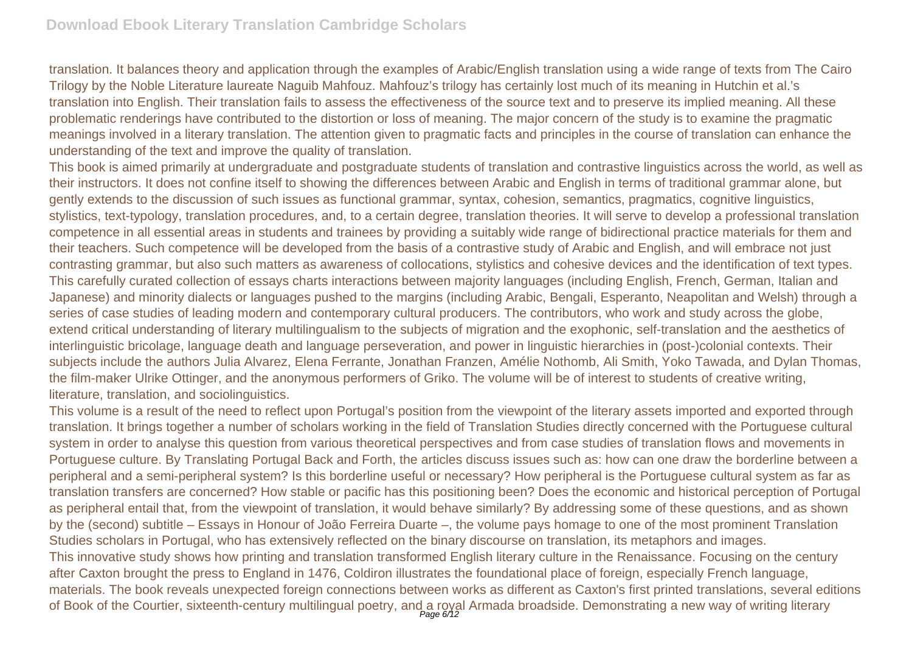translation. It balances theory and application through the examples of Arabic/English translation using a wide range of texts from The Cairo Trilogy by the Noble Literature laureate Naguib Mahfouz. Mahfouz's trilogy has certainly lost much of its meaning in Hutchin et al.'s translation into English. Their translation fails to assess the effectiveness of the source text and to preserve its implied meaning. All these problematic renderings have contributed to the distortion or loss of meaning. The major concern of the study is to examine the pragmatic meanings involved in a literary translation. The attention given to pragmatic facts and principles in the course of translation can enhance the understanding of the text and improve the quality of translation.

This book is aimed primarily at undergraduate and postgraduate students of translation and contrastive linguistics across the world, as well as their instructors. It does not confine itself to showing the differences between Arabic and English in terms of traditional grammar alone, but gently extends to the discussion of such issues as functional grammar, syntax, cohesion, semantics, pragmatics, cognitive linguistics, stylistics, text-typology, translation procedures, and, to a certain degree, translation theories. It will serve to develop a professional translation competence in all essential areas in students and trainees by providing a suitably wide range of bidirectional practice materials for them and their teachers. Such competence will be developed from the basis of a contrastive study of Arabic and English, and will embrace not just contrasting grammar, but also such matters as awareness of collocations, stylistics and cohesive devices and the identification of text types.

This carefully curated collection of essays charts interactions between majority languages (including English, French, German, Italian and Japanese) and minority dialects or languages pushed to the margins (including Arabic, Bengali, Esperanto, Neapolitan and Welsh) through a series of case studies of leading modern and contemporary cultural producers. The contributors, who work and study across the globe, extend critical understanding of literary multilingualism to the subjects of migration and the exophonic, self-translation and the aesthetics of interlinguistic bricolage, language death and language perseveration, and power in linguistic hierarchies in (post-)colonial contexts. Their subjects include the authors Julia Alvarez, Elena Ferrante, Jonathan Franzen, Amélie Nothomb, Ali Smith, Yoko Tawada, and Dylan Thomas, the film-maker Ulrike Ottinger, and the anonymous performers of Griko. The volume will be of interest to students of creative writing, literature, translation, and sociolinguistics.

This volume is a result of the need to reflect upon Portugal's position from the viewpoint of the literary assets imported and exported through translation. It brings together a number of scholars working in the field of Translation Studies directly concerned with the Portuguese cultural system in order to analyse this question from various theoretical perspectives and from case studies of translation flows and movements in Portuguese culture. By Translating Portugal Back and Forth, the articles discuss issues such as: how can one draw the borderline between a peripheral and a semi-peripheral system? Is this borderline useful or necessary? How peripheral is the Portuguese cultural system as far as translation transfers are concerned? How stable or pacific has this positioning been? Does the economic and historical perception of Portugal as peripheral entail that, from the viewpoint of translation, it would behave similarly? By addressing some of these questions, and as shown by the (second) subtitle – Essays in Honour of João Ferreira Duarte –, the volume pays homage to one of the most prominent Translation Studies scholars in Portugal, who has extensively reflected on the binary discourse on translation, its metaphors and images.

This innovative study shows how printing and translation transformed English literary culture in the Renaissance. Focusing on the century after Caxton brought the press to England in 1476, Coldiron illustrates the foundational place of foreign, especially French language, materials. The book reveals unexpected foreign connections between works as different as Caxton's first printed translations, several editions of Book of the Courtier, sixteenth-century multilingual poetry, and a royal Armada broadside. Demonstrating a new way of writing literary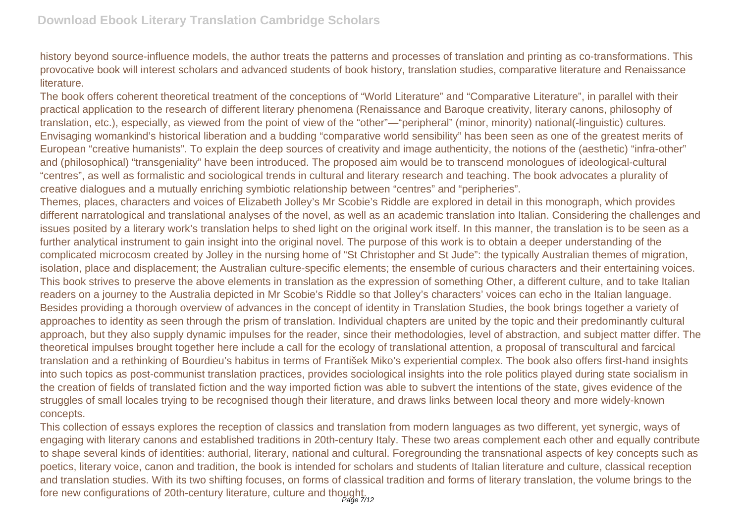history beyond source-influence models, the author treats the patterns and processes of translation and printing as co-transformations. This provocative book will interest scholars and advanced students of book history, translation studies, comparative literature and Renaissance literature.

The book offers coherent theoretical treatment of the conceptions of "World Literature" and "Comparative Literature", in parallel with their practical application to the research of different literary phenomena (Renaissance and Baroque creativity, literary canons, philosophy of translation, etc.), especially, as viewed from the point of view of the "other"—"peripheral" (minor, minority) national(-linguistic) cultures. Envisaging womankind's historical liberation and a budding "comparative world sensibility" has been seen as one of the greatest merits of European "creative humanists". To explain the deep sources of creativity and image authenticity, the notions of the (aesthetic) "infra-other" and (philosophical) "transgeniality" have been introduced. The proposed aim would be to transcend monologues of ideological-cultural "centres", as well as formalistic and sociological trends in cultural and literary research and teaching. The book advocates a plurality of creative dialogues and a mutually enriching symbiotic relationship between "centres" and "peripheries".

Themes, places, characters and voices of Elizabeth Jolley's Mr Scobie's Riddle are explored in detail in this monograph, which provides different narratological and translational analyses of the novel, as well as an academic translation into Italian. Considering the challenges and issues posited by a literary work's translation helps to shed light on the original work itself. In this manner, the translation is to be seen as a further analytical instrument to gain insight into the original novel. The purpose of this work is to obtain a deeper understanding of the complicated microcosm created by Jolley in the nursing home of "St Christopher and St Jude": the typically Australian themes of migration, isolation, place and displacement; the Australian culture-specific elements; the ensemble of curious characters and their entertaining voices. This book strives to preserve the above elements in translation as the expression of something Other, a different culture, and to take Italian readers on a journey to the Australia depicted in Mr Scobie's Riddle so that Jolley's characters' voices can echo in the Italian language.

Besides providing a thorough overview of advances in the concept of identity in Translation Studies, the book brings together a variety of approaches to identity as seen through the prism of translation. Individual chapters are united by the topic and their predominantly cultural approach, but they also supply dynamic impulses for the reader, since their methodologies, level of abstraction, and subject matter differ. The theoretical impulses brought together here include a call for the ecology of translational attention, a proposal of transcultural and farcical translation and a rethinking of Bourdieu's habitus in terms of František Miko's experiential complex. The book also offers first-hand insights into such topics as post-communist translation practices, provides sociological insights into the role politics played during state socialism in the creation of fields of translated fiction and the way imported fiction was able to subvert the intentions of the state, gives evidence of the struggles of small locales trying to be recognised though their literature, and draws links between local theory and more widely-known concepts.

This collection of essays explores the reception of classics and translation from modern languages as two different, yet synergic, ways of engaging with literary canons and established traditions in 20th-century Italy. These two areas complement each other and equally contribute to shape several kinds of identities: authorial, literary, national and cultural. Foregrounding the transnational aspects of key concepts such as poetics, literary voice, canon and tradition, the book is intended for scholars and students of Italian literature and culture, classical reception and translation studies. With its two shifting focuses, on forms of classical tradition and forms of literary translation, the volume brings to the fore new configurations of 20th-century literature, culture and thought.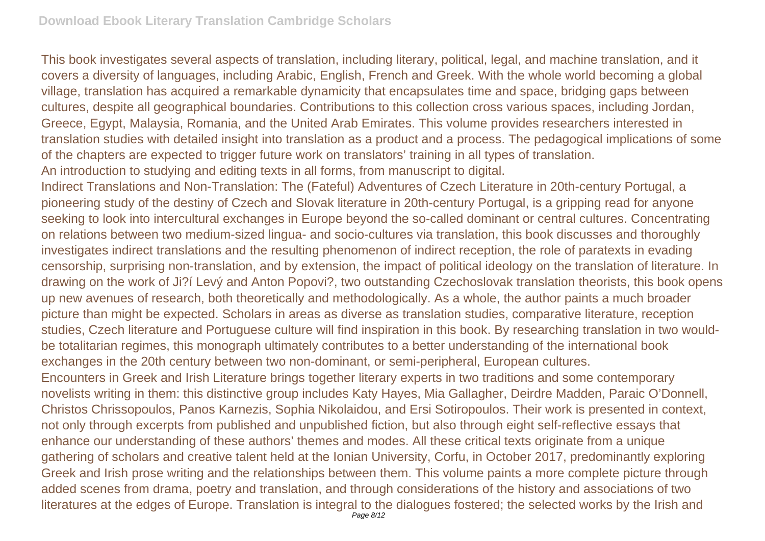This book investigates several aspects of translation, including literary, political, legal, and machine translation, and it covers a diversity of languages, including Arabic, English, French and Greek. With the whole world becoming a global village, translation has acquired a remarkable dynamicity that encapsulates time and space, bridging gaps between cultures, despite all geographical boundaries. Contributions to this collection cross various spaces, including Jordan, Greece, Egypt, Malaysia, Romania, and the United Arab Emirates. This volume provides researchers interested in translation studies with detailed insight into translation as a product and a process. The pedagogical implications of some of the chapters are expected to trigger future work on translators' training in all types of translation.

An introduction to studying and editing texts in all forms, from manuscript to digital.

Indirect Translations and Non-Translation: The (Fateful) Adventures of Czech Literature in 20th-century Portugal, a pioneering study of the destiny of Czech and Slovak literature in 20th-century Portugal, is a gripping read for anyone seeking to look into intercultural exchanges in Europe beyond the so-called dominant or central cultures. Concentrating on relations between two medium-sized lingua- and socio-cultures via translation, this book discusses and thoroughly investigates indirect translations and the resulting phenomenon of indirect reception, the role of paratexts in evading censorship, surprising non-translation, and by extension, the impact of political ideology on the translation of literature. In drawing on the work of Ji?í Levý and Anton Popovi?, two outstanding Czechoslovak translation theorists, this book opens up new avenues of research, both theoretically and methodologically. As a whole, the author paints a much broader picture than might be expected. Scholars in areas as diverse as translation studies, comparative literature, reception studies, Czech literature and Portuguese culture will find inspiration in this book. By researching translation in two would-be totalitarian regimes, this monograph ultimately contributes to a better understanding of the international book exchanges in the 20th century between two non-dominant, or semi-peripheral, European cultures.

Encounters in Greek and Irish Literature brings together literary experts in two traditions and some contemporary novelists writing in them: this distinctive group includes Katy Hayes, Mia Gallagher, Deirdre Madden, Paraic O'Donnell, Christos Chrissopoulos, Panos Karnezis, Sophia Nikolaidou, and Ersi Sotiropoulos. Their work is presented in context, not only through excerpts from published and unpublished fiction, but also through eight self-reflective essays that enhance our understanding of these authors' themes and modes. All these critical texts originate from a unique gathering of scholars and creative talent held at the Ionian University, Corfu, in October 2017, predominantly exploring Greek and Irish prose writing and the relationships between them. This volume paints a more complete picture through added scenes from drama, poetry and translation, and through considerations of the history and associations of two literatures at the edges of Europe. Translation is integral to the dialogues fostered; the selected works by the Irish and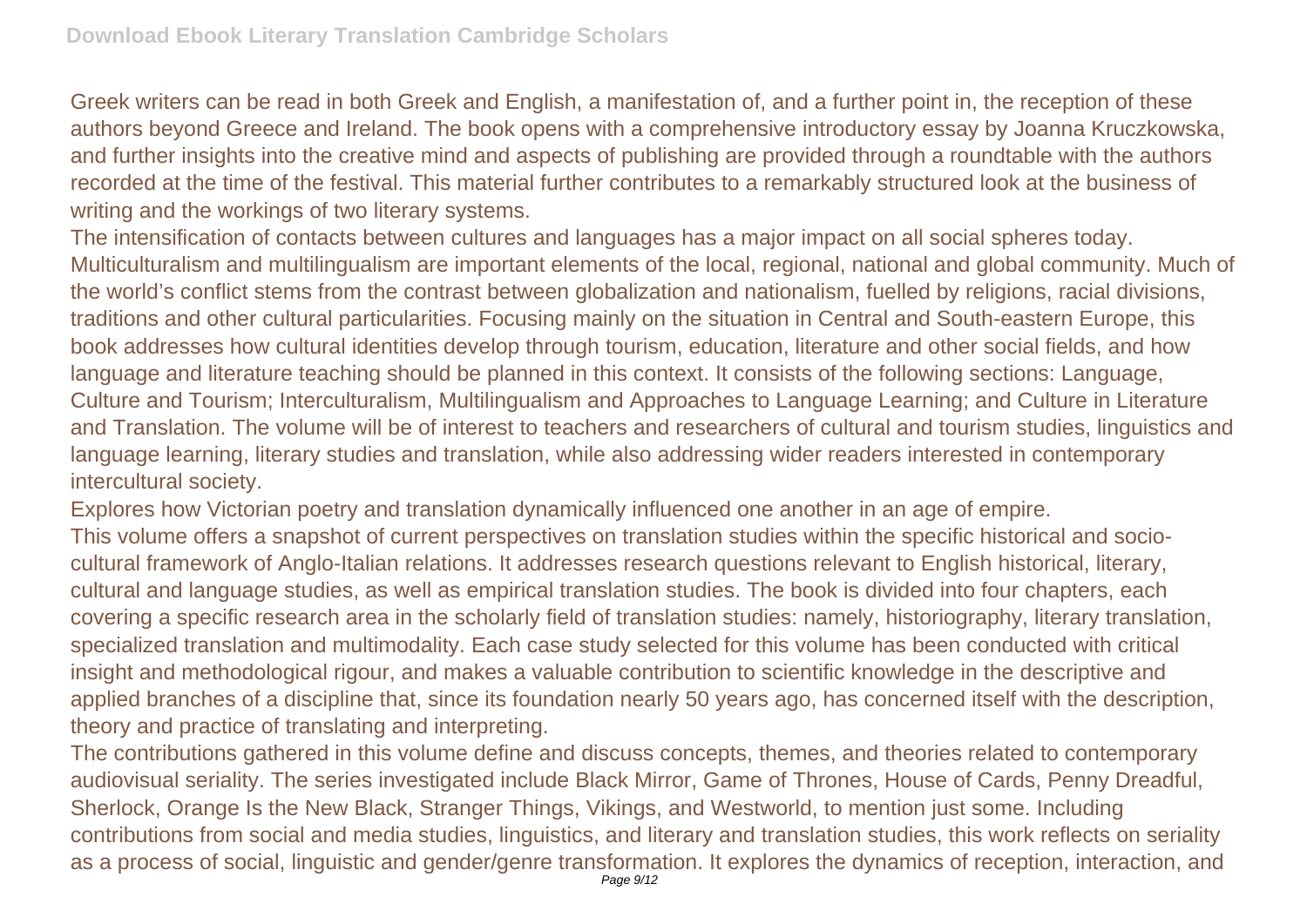Greek writers can be read in both Greek and English, a manifestation of, and a further point in, the reception of these authors beyond Greece and Ireland. The book opens with a comprehensive introductory essay by Joanna Kruczkowska, and further insights into the creative mind and aspects of publishing are provided through a roundtable with the authors recorded at the time of the festival. This material further contributes to a remarkably structured look at the business of writing and the workings of two literary systems.

The intensification of contacts between cultures and languages has a major impact on all social spheres today. Multiculturalism and multilingualism are important elements of the local, regional, national and global community. Much of the world's conflict stems from the contrast between globalization and nationalism, fuelled by religions, racial divisions, traditions and other cultural particularities. Focusing mainly on the situation in Central and South-eastern Europe, this book addresses how cultural identities develop through tourism, education, literature and other social fields, and how language and literature teaching should be planned in this context. It consists of the following sections: Language, Culture and Tourism; Interculturalism, Multilingualism and Approaches to Language Learning; and Culture in Literature and Translation. The volume will be of interest to teachers and researchers of cultural and tourism studies, linguistics and language learning, literary studies and translation, while also addressing wider readers interested in contemporary intercultural society.

Explores how Victorian poetry and translation dynamically influenced one another in an age of empire.

This volume offers a snapshot of current perspectives on translation studies within the specific historical and socio-cultural framework of Anglo-Italian relations. It addresses research questions relevant to English historical, literary, cultural and language studies, as well as empirical translation studies. The book is divided into four chapters, each covering a specific research area in the scholarly field of translation studies: namely, historiography, literary translation, specialized translation and multimodality. Each case study selected for this volume has been conducted with critical insight and methodological rigour, and makes a valuable contribution to scientific knowledge in the descriptive and applied branches of a discipline that, since its foundation nearly 50 years ago, has concerned itself with the description, theory and practice of translating and interpreting.

The contributions gathered in this volume define and discuss concepts, themes, and theories related to contemporary audiovisual seriality. The series investigated include Black Mirror, Game of Thrones, House of Cards, Penny Dreadful, Sherlock, Orange Is the New Black, Stranger Things, Vikings, and Westworld, to mention just some. Including contributions from social and media studies, linguistics, and literary and translation studies, this work reflects on seriality as a process of social, linguistic and gender/genre transformation. It explores the dynamics of reception, interaction, and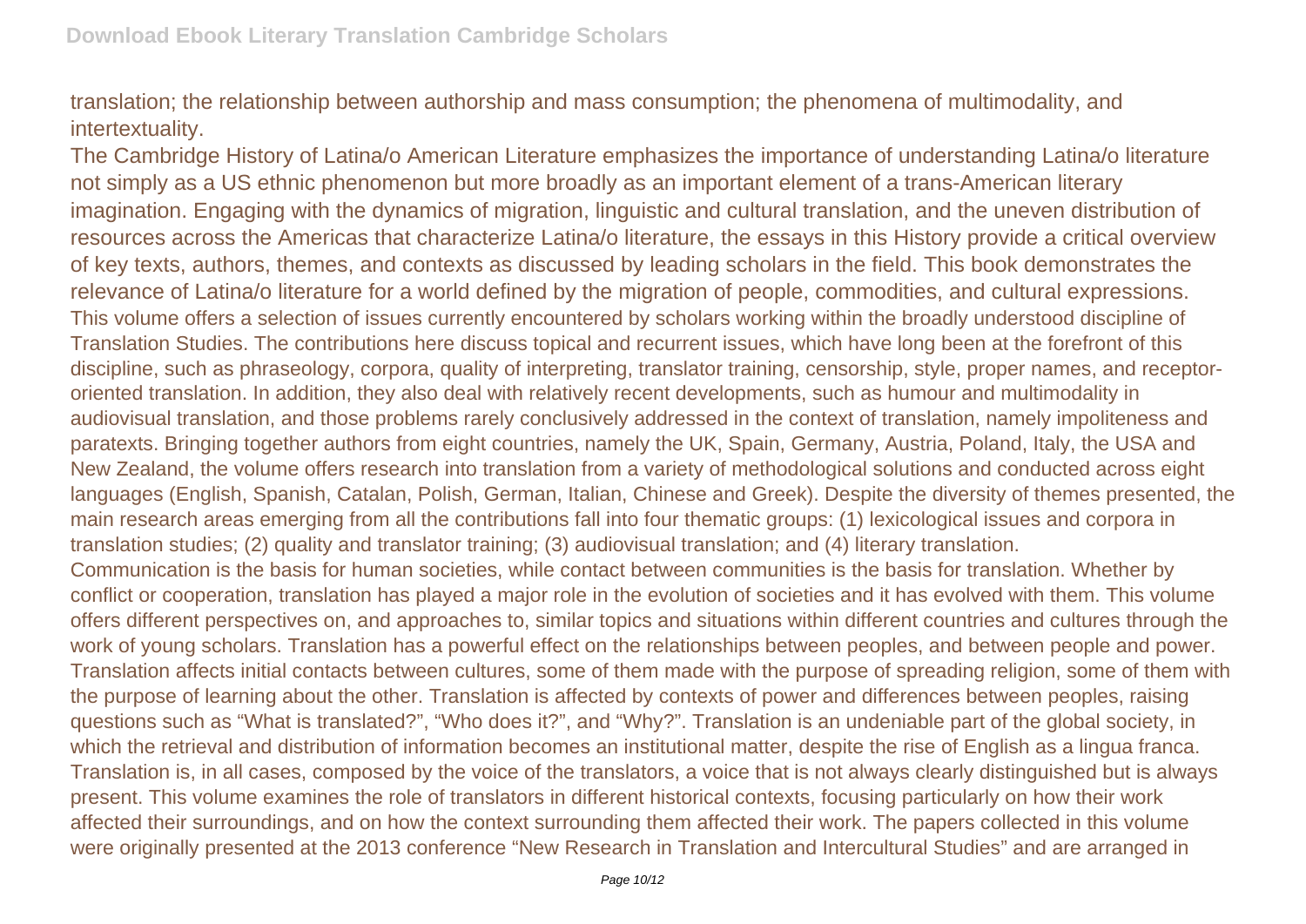translation; the relationship between authorship and mass consumption; the phenomena of multimodality, and intertextuality.

The Cambridge History of Latina/o American Literature emphasizes the importance of understanding Latina/o literature not simply as a US ethnic phenomenon but more broadly as an important element of a trans-American literary imagination. Engaging with the dynamics of migration, linguistic and cultural translation, and the uneven distribution of resources across the Americas that characterize Latina/o literature, the essays in this History provide a critical overview of key texts, authors, themes, and contexts as discussed by leading scholars in the field. This book demonstrates the relevance of Latina/o literature for a world defined by the migration of people, commodities, and cultural expressions.

This volume offers a selection of issues currently encountered by scholars working within the broadly understood discipline of Translation Studies. The contributions here discuss topical and recurrent issues, which have long been at the forefront of this discipline, such as phraseology, corpora, quality of interpreting, translator training, censorship, style, proper names, and receptor-oriented translation. In addition, they also deal with relatively recent developments, such as humour and multimodality in audiovisual translation, and those problems rarely conclusively addressed in the context of translation, namely impoliteness and paratexts. Bringing together authors from eight countries, namely the UK, Spain, Germany, Austria, Poland, Italy, the USA and New Zealand, the volume offers research into translation from a variety of methodological solutions and conducted across eight languages (English, Spanish, Catalan, Polish, German, Italian, Chinese and Greek). Despite the diversity of themes presented, the main research areas emerging from all the contributions fall into four thematic groups: (1) lexicological issues and corpora in translation studies; (2) quality and translator training; (3) audiovisual translation; and (4) literary translation.

Communication is the basis for human societies, while contact between communities is the basis for translation. Whether by conflict or cooperation, translation has played a major role in the evolution of societies and it has evolved with them. This volume offers different perspectives on, and approaches to, similar topics and situations within different countries and cultures through the work of young scholars. Translation has a powerful effect on the relationships between peoples, and between people and power. Translation affects initial contacts between cultures, some of them made with the purpose of spreading religion, some of them with the purpose of learning about the other. Translation is affected by contexts of power and differences between peoples, raising questions such as "What is translated?", "Who does it?", and "Why?". Translation is an undeniable part of the global society, in which the retrieval and distribution of information becomes an institutional matter, despite the rise of English as a lingua franca. Translation is, in all cases, composed by the voice of the translators, a voice that is not always clearly distinguished but is always present. This volume examines the role of translators in different historical contexts, focusing particularly on how their work affected their surroundings, and on how the context surrounding them affected their work. The papers collected in this volume were originally presented at the 2013 conference "New Research in Translation and Intercultural Studies" and are arranged in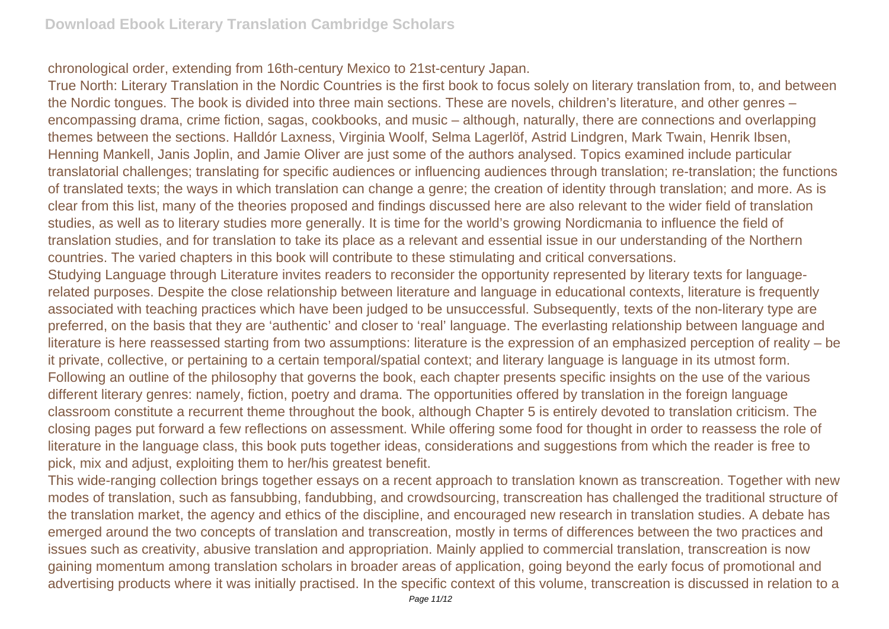chronological order, extending from 16th-century Mexico to 21st-century Japan.

True North: Literary Translation in the Nordic Countries is the first book to focus solely on literary translation from, to, and between the Nordic tongues. The book is divided into three main sections. These are novels, children's literature, and other genres – encompassing drama, crime fiction, sagas, cookbooks, and music – although, naturally, there are connections and overlapping themes between the sections. Halldór Laxness, Virginia Woolf, Selma Lagerlöf, Astrid Lindgren, Mark Twain, Henrik Ibsen, Henning Mankell, Janis Joplin, and Jamie Oliver are just some of the authors analysed. Topics examined include particular translatorial challenges; translating for specific audiences or influencing audiences through translation; re-translation; the functions of translated texts; the ways in which translation can change a genre; the creation of identity through translation; and more. As is clear from this list, many of the theories proposed and findings discussed here are also relevant to the wider field of translation studies, as well as to literary studies more generally. It is time for the world's growing Nordicmania to influence the field of translation studies, and for translation to take its place as a relevant and essential issue in our understanding of the Northern countries. The varied chapters in this book will contribute to these stimulating and critical conversations.

Studying Language through Literature invites readers to reconsider the opportunity represented by literary texts for language-related purposes. Despite the close relationship between literature and language in educational contexts, literature is frequently associated with teaching practices which have been judged to be unsuccessful. Subsequently, texts of the non-literary type are preferred, on the basis that they are 'authentic' and closer to 'real' language. The everlasting relationship between language and literature is here reassessed starting from two assumptions: literature is the expression of an emphasized perception of reality – be it private, collective, or pertaining to a certain temporal/spatial context; and literary language is language in its utmost form. Following an outline of the philosophy that governs the book, each chapter presents specific insights on the use of the various different literary genres: namely, fiction, poetry and drama. The opportunities offered by translation in the foreign language classroom constitute a recurrent theme throughout the book, although Chapter 5 is entirely devoted to translation criticism. The closing pages put forward a few reflections on assessment. While offering some food for thought in order to reassess the role of literature in the language class, this book puts together ideas, considerations and suggestions from which the reader is free to pick, mix and adjust, exploiting them to her/his greatest benefit.

This wide-ranging collection brings together essays on a recent approach to translation known as transcreation. Together with new modes of translation, such as fansubbing, fandubbing, and crowdsourcing, transcreation has challenged the traditional structure of the translation market, the agency and ethics of the discipline, and encouraged new research in translation studies. A debate has emerged around the two concepts of translation and transcreation, mostly in terms of differences between the two practices and issues such as creativity, abusive translation and appropriation. Mainly applied to commercial translation, transcreation is now gaining momentum among translation scholars in broader areas of application, going beyond the early focus of promotional and advertising products where it was initially practised. In the specific context of this volume, transcreation is discussed in relation to a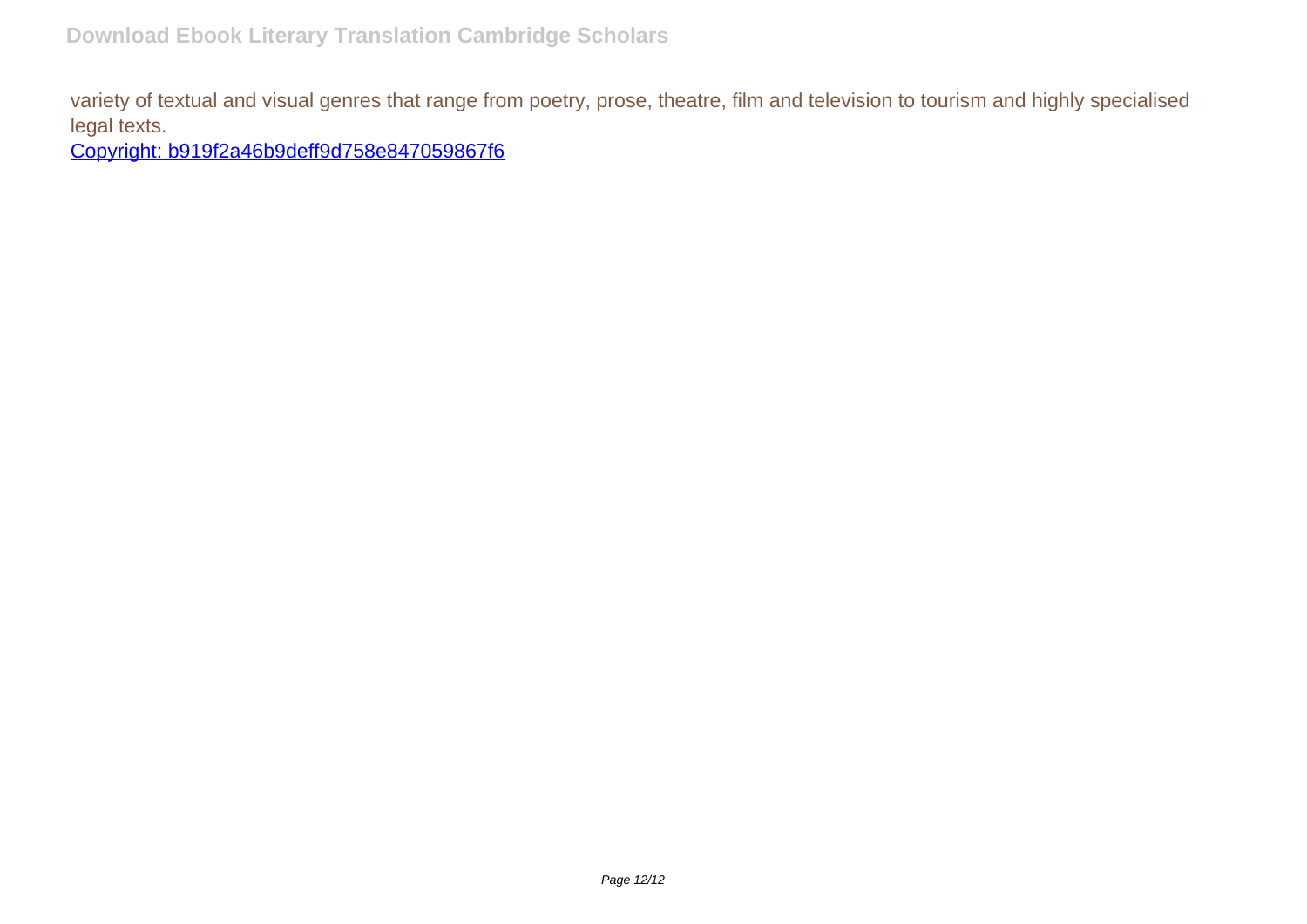variety of textual and visual genres that range from poetry, prose, theatre, film and television to tourism and highly specialised legal texts.

Copyright: b919f2a46b9deff9d758e847059867f6